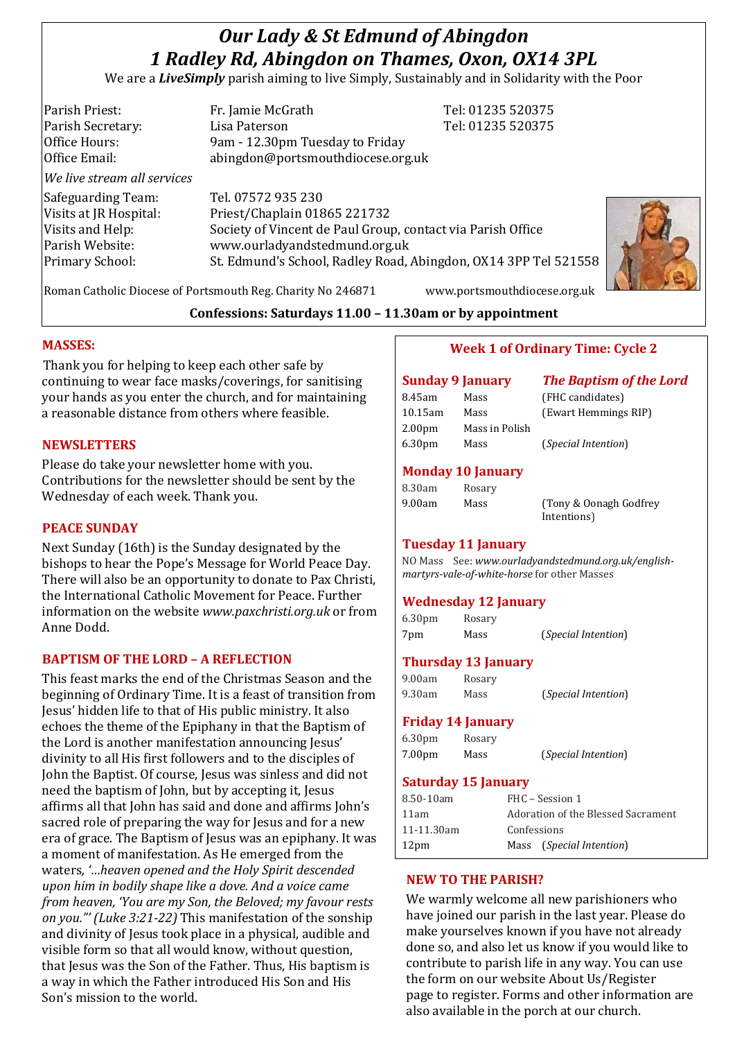# *Our Lady & St Edmund of Abingdon*
# *1 Radley Rd, Abingdon on Thames, Oxon, OX14 3PL*

We are a ***LiveSimply*** parish aiming to live Simply, Sustainably and in Solidarity with the Poor

| | | |
|---|---|---|
| Parish Priest: | Fr. Jamie McGrath | Tel: 01235 520375 |
| Parish Secretary: | Lisa Paterson | Tel: 01235 520375 |
| Office Hours: | 9am - 12.30pm Tuesday to Friday | |
| Office Email: | abingdon@portsmouthdiocese.org.uk | |

*We live stream all services*

| | |
|---|---|
| Safeguarding Team: | Tel. 07572 935 230 |
| Visits at JR Hospital: | Priest/Chaplain 01865 221732 |
| Visits and Help: | Society of Vincent de Paul Group, contact via Parish Office |
| Parish Website: | www.ourladyandstedmund.org.uk |
| Primary School: | St. Edmund's School, Radley Road, Abingdon, OX14 3PP Tel 521558 |

Roman Catholic Diocese of Portsmouth Reg. Charity No 246871 www.portsmouthdiocese.org.uk

**Confessions: Saturdays 11.00 – 11.30am or by appointment**

## MASSES:

Thank you for helping to keep each other safe by continuing to wear face masks/coverings, for sanitising your hands as you enter the church, and for maintaining a reasonable distance from others where feasible.

## NEWSLETTERS

Please do take your newsletter home with you. Contributions for the newsletter should be sent by the Wednesday of each week. Thank you.

## PEACE SUNDAY

Next Sunday (16th) is the Sunday designated by the bishops to hear the Pope's Message for World Peace Day. There will also be an opportunity to donate to Pax Christi, the International Catholic Movement for Peace. Further information on the website *www.paxchristi.org.uk* or from Anne Dodd.

## BAPTISM OF THE LORD – A REFLECTION

This feast marks the end of the Christmas Season and the beginning of Ordinary Time. It is a feast of transition from Jesus' hidden life to that of His public ministry. It also echoes the theme of the Epiphany in that the Baptism of the Lord is another manifestation announcing Jesus' divinity to all His first followers and to the disciples of John the Baptist. Of course, Jesus was sinless and did not need the baptism of John, but by accepting it, Jesus affirms all that John has said and done and affirms John's sacred role of preparing the way for Jesus and for a new era of grace. The Baptism of Jesus was an epiphany. It was a moment of manifestation. As He emerged from the waters*, '…heaven opened and the Holy Spirit descended upon him in bodily shape like a dove. And a voice came from heaven, 'You are my Son, the Beloved; my favour rests on you."' (Luke 3:21-22)* This manifestation of the sonship and divinity of Jesus took place in a physical, audible and visible form so that all would know, without question, that Jesus was the Son of the Father. Thus, His baptism is a way in which the Father introduced His Son and His Son's mission to the world.

## Week 1 of Ordinary Time: Cycle 2

### Sunday 9 January — *The Baptism of the Lord*

| | | |
|---|---|---|
| 8.45am | Mass | (FHC candidates) |
| 10.15am | Mass | (Ewart Hemmings RIP) |
| 2.00pm | Mass in Polish | |
| 6.30pm | Mass | (*Special Intention*) |

### Monday 10 January

| | | |
|---|---|---|
| 8.30am | Rosary | |
| 9.00am | Mass | (Tony & Oonagh Godfrey Intentions) |

### Tuesday 11 January

NO Mass See: *www.ourladyandstedmund.org.uk/english-martyrs-vale-of-white-horse* for other Masses

### Wednesday 12 January

| | | |
|---|---|---|
| 6.30pm | Rosary | |
| 7pm | Mass | (*Special Intention*) |

### Thursday 13 January

| | | |
|---|---|---|
| 9.00am | Rosary | |
| 9.30am | Mass | (*Special Intention*) |

### Friday 14 January

| | | |
|---|---|---|
| 6.30pm | Rosary | |
| 7.00pm | Mass | (*Special Intention*) |

### Saturday 15 January

| | |
|---|---|
| 8.50-10am | FHC – Session 1 |
| 11am | Adoration of the Blessed Sacrament |
| 11-11.30am | Confessions |
| 12pm | Mass (*Special Intention*) |

## NEW TO THE PARISH?

We warmly welcome all new parishioners who have joined our parish in the last year. Please do make yourselves known if you have not already done so, and also let us know if you would like to contribute to parish life in any way. You can use the form on our website About Us/Register page to register. Forms and other information are also available in the porch at our church.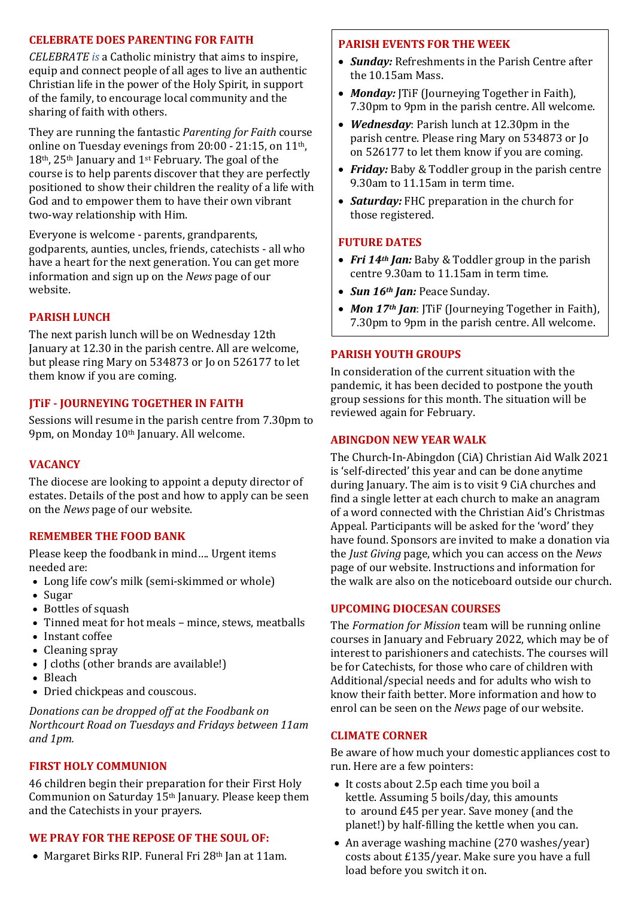## CELEBRATE DOES PARENTING FOR FAITH

*CELEBRATE is* a Catholic ministry that aims to inspire, equip and connect people of all ages to live an authentic Christian life in the power of the Holy Spirit, in support of the family, to encourage local community and the sharing of faith with others.

They are running the fantastic *Parenting for Faith* course online on Tuesday evenings from 20:00 - 21:15, on 11th, 18th, 25th January and 1st February. The goal of the course is to help parents discover that they are perfectly positioned to show their children the reality of a life with God and to empower them to have their own vibrant two-way relationship with Him.

Everyone is welcome - parents, grandparents, godparents, aunties, uncles, friends, catechists - all who have a heart for the next generation. You can get more information and sign up on the *News* page of our website.

## PARISH LUNCH

The next parish lunch will be on Wednesday 12th January at 12.30 in the parish centre. All are welcome, but please ring Mary on 534873 or Jo on 526177 to let them know if you are coming.

## JTiF - JOURNEYING TOGETHER IN FAITH

Sessions will resume in the parish centre from 7.30pm to 9pm, on Monday 10th January. All welcome.

## VACANCY

The diocese are looking to appoint a deputy director of estates. Details of the post and how to apply can be seen on the *News* page of our website.

## REMEMBER THE FOOD BANK

Please keep the foodbank in mind…. Urgent items needed are:

- Long life cow's milk (semi-skimmed or whole)
- Sugar
- Bottles of squash
- Tinned meat for hot meals – mince, stews, meatballs
- Instant coffee
- Cleaning spray
- J cloths (other brands are available!)
- Bleach
- Dried chickpeas and couscous.

*Donations can be dropped off at the Foodbank on Northcourt Road on Tuesdays and Fridays between 11am and 1pm.*

## FIRST HOLY COMMUNION

46 children begin their preparation for their First Holy Communion on Saturday 15th January. Please keep them and the Catechists in your prayers.

## WE PRAY FOR THE REPOSE OF THE SOUL OF:

- Margaret Birks RIP. Funeral Fri 28th Jan at 11am.

## PARISH EVENTS FOR THE WEEK

- ***Sunday:*** Refreshments in the Parish Centre after the 10.15am Mass.
- ***Monday:*** JTiF (Journeying Together in Faith), 7.30pm to 9pm in the parish centre. All welcome.
- ***Wednesday***: Parish lunch at 12.30pm in the parish centre. Please ring Mary on 534873 or Jo on 526177 to let them know if you are coming.
- ***Friday:*** Baby & Toddler group in the parish centre 9.30am to 11.15am in term time.
- ***Saturday:*** FHC preparation in the church for those registered.

## FUTURE DATES

- ***Fri 14th Jan:*** Baby & Toddler group in the parish centre 9.30am to 11.15am in term time.
- ***Sun 16th Jan:*** Peace Sunday.
- ***Mon 17th Jan***: JTiF (Journeying Together in Faith), 7.30pm to 9pm in the parish centre. All welcome.

## PARISH YOUTH GROUPS

In consideration of the current situation with the pandemic, it has been decided to postpone the youth group sessions for this month. The situation will be reviewed again for February.

## ABINGDON NEW YEAR WALK

The Church-In-Abingdon (CiA) Christian Aid Walk 2021 is 'self-directed' this year and can be done anytime during January. The aim is to visit 9 CiA churches and find a single letter at each church to make an anagram of a word connected with the Christian Aid's Christmas Appeal. Participants will be asked for the 'word' they have found. Sponsors are invited to make a donation via the *Just Giving* page, which you can access on the *News* page of our website. Instructions and information for the walk are also on the noticeboard outside our church.

## UPCOMING DIOCESAN COURSES

The *Formation for Mission* team will be running online courses in January and February 2022, which may be of interest to parishioners and catechists. The courses will be for Catechists, for those who care of children with Additional/special needs and for adults who wish to know their faith better. More information and how to enrol can be seen on the *News* page of our website.

## CLIMATE CORNER

Be aware of how much your domestic appliances cost to run. Here are a few pointers:

- It costs about 2.5p each time you boil a kettle. Assuming 5 boils/day, this amounts to around £45 per year. Save money (and the planet!) by half-filling the kettle when you can.
- An average washing machine (270 washes/year) costs about £135/year. Make sure you have a full load before you switch it on.